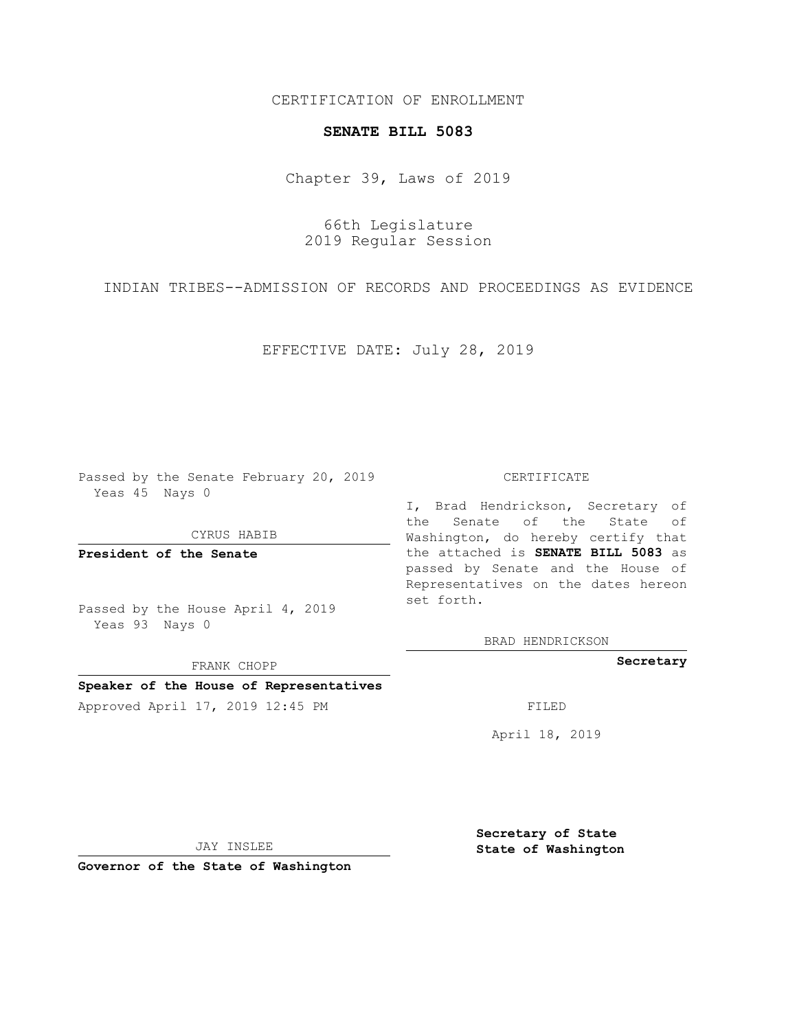CERTIFICATION OF ENROLLMENT

**SENATE BILL 5083**

Chapter 39, Laws of 2019

66th Legislature
2019 Regular Session

INDIAN TRIBES--ADMISSION OF RECORDS AND PROCEEDINGS AS EVIDENCE

EFFECTIVE DATE: July 28, 2019

Passed by the Senate February 20, 2019
Yeas 45 Nays 0

CYRUS HABIB

**President of the Senate**

Passed by the House April 4, 2019
Yeas 93 Nays 0

FRANK CHOPP

**Speaker of the House of Representatives**

Approved April 17, 2019 12:45 PM

JAY INSLEE

**Governor of the State of Washington**

CERTIFICATE

I, Brad Hendrickson, Secretary of the Senate of the State of Washington, do hereby certify that the attached is **SENATE BILL 5083** as passed by Senate and the House of Representatives on the dates hereon set forth.

BRAD HENDRICKSON

**Secretary**

FILED

April 18, 2019

**Secretary of State**
**State of Washington**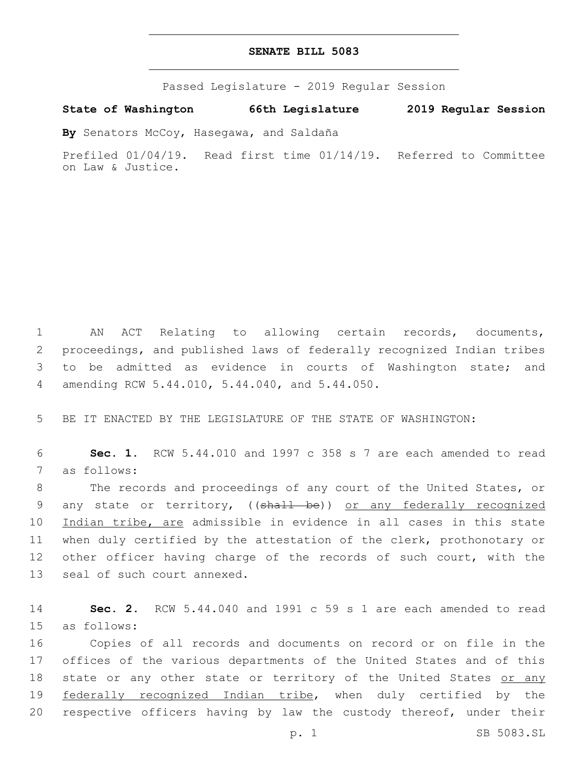**SENATE BILL 5083**

Passed Legislature - 2019 Regular Session

**State of Washington 66th Legislature 2019 Regular Session**

**By** Senators McCoy, Hasegawa, and Saldaña

Prefiled 01/04/19. Read first time 01/14/19. Referred to Committee on Law & Justice.

AN ACT Relating to allowing certain records, documents, proceedings, and published laws of federally recognized Indian tribes to be admitted as evidence in courts of Washington state; and amending RCW 5.44.010, 5.44.040, and 5.44.050.

BE IT ENACTED BY THE LEGISLATURE OF THE STATE OF WASHINGTON:

**Sec. 1.** RCW 5.44.010 and 1997 c 358 s 7 are each amended to read as follows:

The records and proceedings of any court of the United States, or any state or territory, ((~~shall be~~)) <u>or any federally recognized Indian tribe, are</u> admissible in evidence in all cases in this state when duly certified by the attestation of the clerk, prothonotary or other officer having charge of the records of such court, with the seal of such court annexed.

**Sec. 2.** RCW 5.44.040 and 1991 c 59 s 1 are each amended to read as follows:

Copies of all records and documents on record or on file in the offices of the various departments of the United States and of this state or any other state or territory of the United States <u>or any federally recognized Indian tribe</u>, when duly certified by the respective officers having by law the custody thereof, under their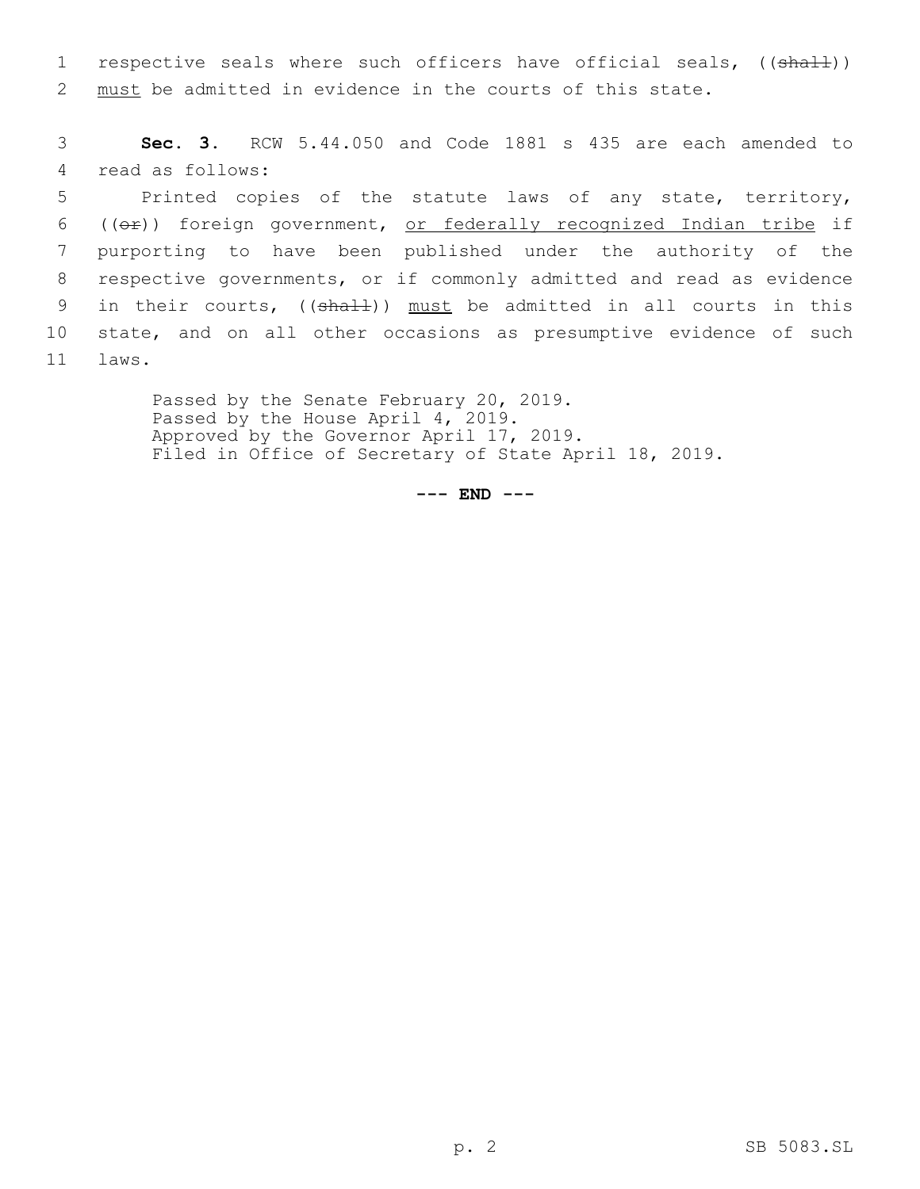respective seals where such officers have official seals, ((~~shall~~)) must be admitted in evidence in the courts of this state.

**Sec. 3.** RCW 5.44.050 and Code 1881 s 435 are each amended to read as follows:

Printed copies of the statute laws of any state, territory, ((~~or~~)) foreign government, or federally recognized Indian tribe if purporting to have been published under the authority of the respective governments, or if commonly admitted and read as evidence in their courts, ((~~shall~~)) must be admitted in all courts in this state, and on all other occasions as presumptive evidence of such laws.

Passed by the Senate February 20, 2019.
Passed by the House April 4, 2019.
Approved by the Governor April 17, 2019.
Filed in Office of Secretary of State April 18, 2019.

**--- END ---**